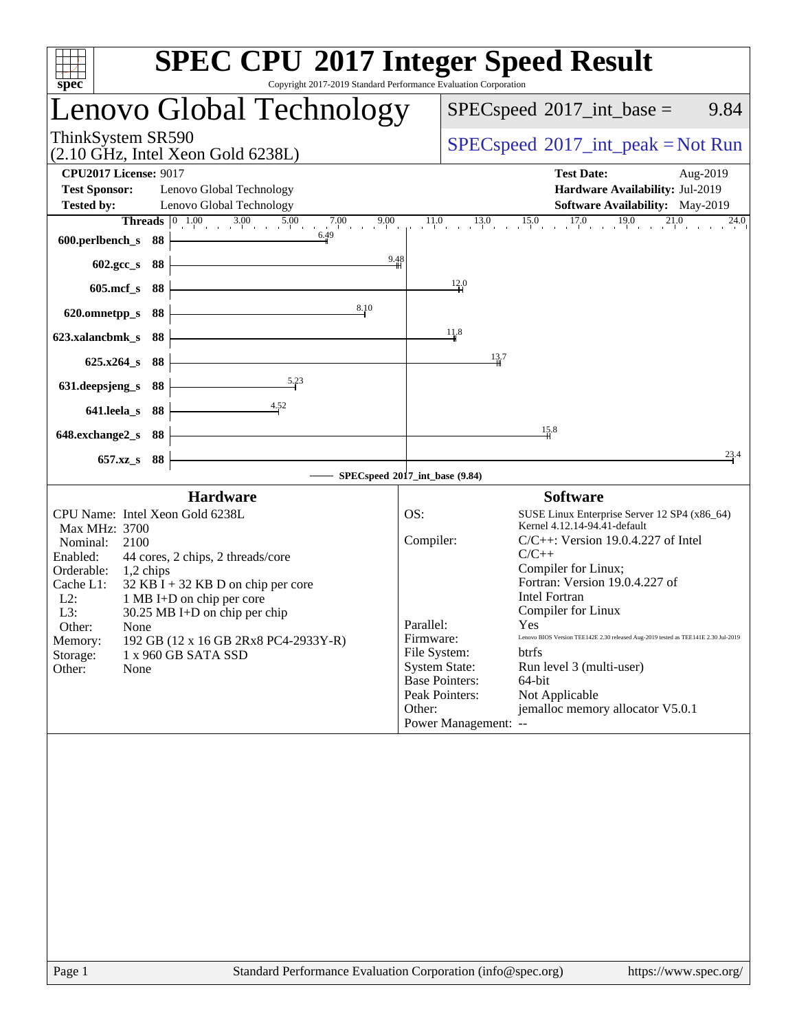# SPEC CPU 2017 Integer Speed Result

Copyright 2017-2019 Standard Performance Evaluation Corporation

## Lenovo Global Technology

ThinkSystem SR590
(2.10 GHz, Intel Xeon Gold 6238L)

SPECspeed 2017_int_base = 9.84

SPECspeed 2017_int_peak = Not Run

**CPU2017 License:** 9017
**Test Sponsor:** Lenovo Global Technology
**Tested by:** Lenovo Global Technology

**Test Date:** Aug-2019
**Hardware Availability:** Jul-2019
**Software Availability:** May-2019

| Benchmark | Threads | Base Ratio |
|---|---|---|
| 600.perlbench_s | 88 | 6.49 |
| 602.gcc_s | 88 | 9.48 |
| 605.mcf_s | 88 | 12.0 |
| 620.omnetpp_s | 88 | 8.10 |
| 623.xalancbmk_s | 88 | 11.8 |
| 625.x264_s | 88 | 13.7 |
| 631.deepsjeng_s | 88 | 5.23 |
| 641.leela_s | 88 | 4.52 |
| 648.exchange2_s | 88 | 15.8 |
| 657.xz_s | 88 | 23.4 |

SPECspeed 2017_int_base (9.84)

### Hardware

| | |
|---|---|
| CPU Name: | Intel Xeon Gold 6238L |
| Max MHz: | 3700 |
| Nominal: | 2100 |
| Enabled: | 44 cores, 2 chips, 2 threads/core |
| Orderable: | 1,2 chips |
| Cache L1: | 32 KB I + 32 KB D on chip per core |
| L2: | 1 MB I+D on chip per core |
| L3: | 30.25 MB I+D on chip per chip |
| Other: | None |
| Memory: | 192 GB (12 x 16 GB 2Rx8 PC4-2933Y-R) |
| Storage: | 1 x 960 GB SATA SSD |
| Other: | None |

### Software

| | |
|---|---|
| OS: | SUSE Linux Enterprise Server 12 SP4 (x86_64) Kernel 4.12.14-94.41-default |
| Compiler: | C/C++: Version 19.0.4.227 of Intel C/C++ Compiler for Linux; Fortran: Version 19.0.4.227 of Intel Fortran Compiler for Linux |
| Parallel: | Yes |
| Firmware: | Lenovo BIOS Version TEE142E 2.30 released Aug-2019 tested as TEE141E 2.30 Jul-2019 |
| File System: | btrfs |
| System State: | Run level 3 (multi-user) |
| Base Pointers: | 64-bit |
| Peak Pointers: | Not Applicable |
| Other: | jemalloc memory allocator V5.0.1 |
| Power Management: | -- |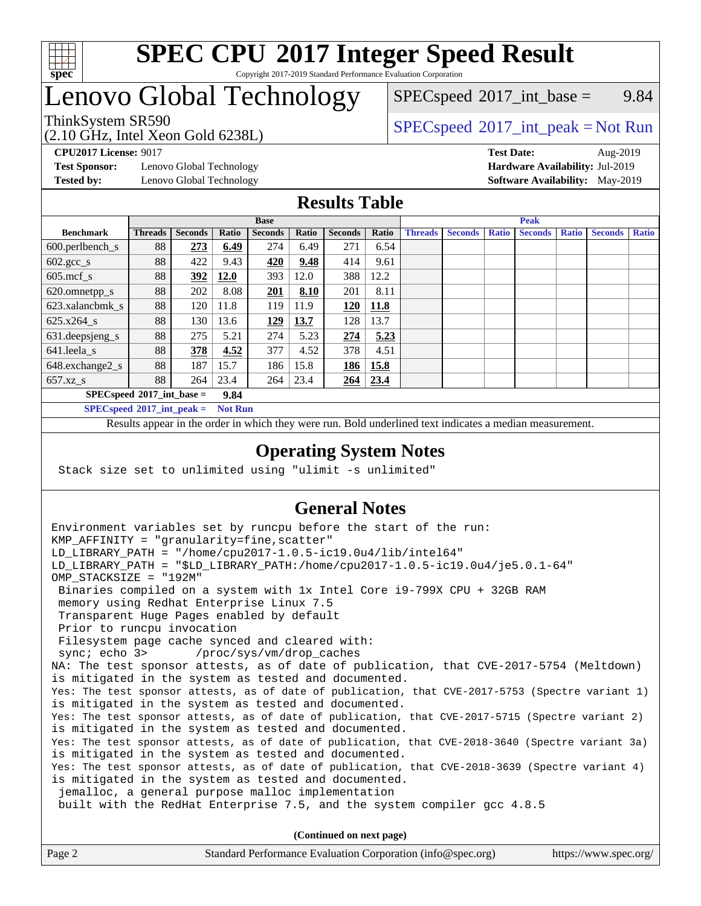# SPEC CPU 2017 Integer Speed Result

Copyright 2017-2019 Standard Performance Evaluation Corporation

# Lenovo Global Technology

ThinkSystem SR590
(2.10 GHz, Intel Xeon Gold 6238L)

SPECspeed 2017_int_base = 9.84

SPECspeed 2017_int_peak = Not Run

**CPU2017 License:** 9017
**Test Sponsor:** Lenovo Global Technology
**Tested by:** Lenovo Global Technology

**Test Date:** Aug-2019
**Hardware Availability:** Jul-2019
**Software Availability:** May-2019

## Results Table

| Benchmark | Base | | | | | | | Peak | | | | | | |
|---|---|---|---|---|---|---|---|---|---|---|---|---|---|---|
| | Threads | Seconds | Ratio | Seconds | Ratio | Seconds | Ratio | Threads | Seconds | Ratio | Seconds | Ratio | Seconds | Ratio |
| 600.perlbench_s | 88 | **273** | **6.49** | 274 | 6.49 | 271 | 6.54 | | | | | | | |
| 602.gcc_s | 88 | 422 | 9.43 | **420** | **9.48** | 414 | 9.61 | | | | | | | |
| 605.mcf_s | 88 | **392** | **12.0** | 393 | 12.0 | 388 | 12.2 | | | | | | | |
| 620.omnetpp_s | 88 | 202 | 8.08 | **201** | **8.10** | 201 | 8.11 | | | | | | | |
| 623.xalancbmk_s | 88 | 120 | 11.8 | 119 | 11.9 | **120** | **11.8** | | | | | | | |
| 625.x264_s | 88 | 130 | 13.6 | **129** | **13.7** | 128 | 13.7 | | | | | | | |
| 631.deepsjeng_s | 88 | 275 | 5.21 | 274 | 5.23 | **274** | **5.23** | | | | | | | |
| 641.leela_s | 88 | **378** | **4.52** | 377 | 4.52 | 378 | 4.51 | | | | | | | |
| 648.exchange2_s | 88 | 187 | 15.7 | 186 | 15.8 | **186** | **15.8** | | | | | | | |
| 657.xz_s | 88 | 264 | 23.4 | 264 | 23.4 | **264** | **23.4** | | | | | | | |

**SPECspeed 2017_int_base = 9.84**

**SPECspeed 2017_int_peak = Not Run**

Results appear in the order in which they were run. Bold underlined text indicates a median measurement.

## Operating System Notes

```
Stack size set to unlimited using "ulimit -s unlimited"
```

## General Notes

```
Environment variables set by runcpu before the start of the run:
KMP_AFFINITY = "granularity=fine,scatter"
LD_LIBRARY_PATH = "/home/cpu2017-1.0.5-ic19.0u4/lib/intel64"
LD_LIBRARY_PATH = "$LD_LIBRARY_PATH:/home/cpu2017-1.0.5-ic19.0u4/je5.0.1-64"
OMP_STACKSIZE = "192M"
 Binaries compiled on a system with 1x Intel Core i9-799X CPU + 32GB RAM
 memory using Redhat Enterprise Linux 7.5
 Transparent Huge Pages enabled by default
 Prior to runcpu invocation
 Filesystem page cache synced and cleared with:
 sync; echo 3>       /proc/sys/vm/drop_caches
NA: The test sponsor attests, as of date of publication, that CVE-2017-5754 (Meltdown)
is mitigated in the system as tested and documented.
Yes: The test sponsor attests, as of date of publication, that CVE-2017-5753 (Spectre variant 1)
is mitigated in the system as tested and documented.
Yes: The test sponsor attests, as of date of publication, that CVE-2017-5715 (Spectre variant 2)
is mitigated in the system as tested and documented.
Yes: The test sponsor attests, as of date of publication, that CVE-2018-3640 (Spectre variant 3a)
is mitigated in the system as tested and documented.
Yes: The test sponsor attests, as of date of publication, that CVE-2018-3639 (Spectre variant 4)
is mitigated in the system as tested and documented.
 jemalloc, a general purpose malloc implementation
 built with the RedHat Enterprise 7.5, and the system compiler gcc 4.8.5
```

**(Continued on next page)**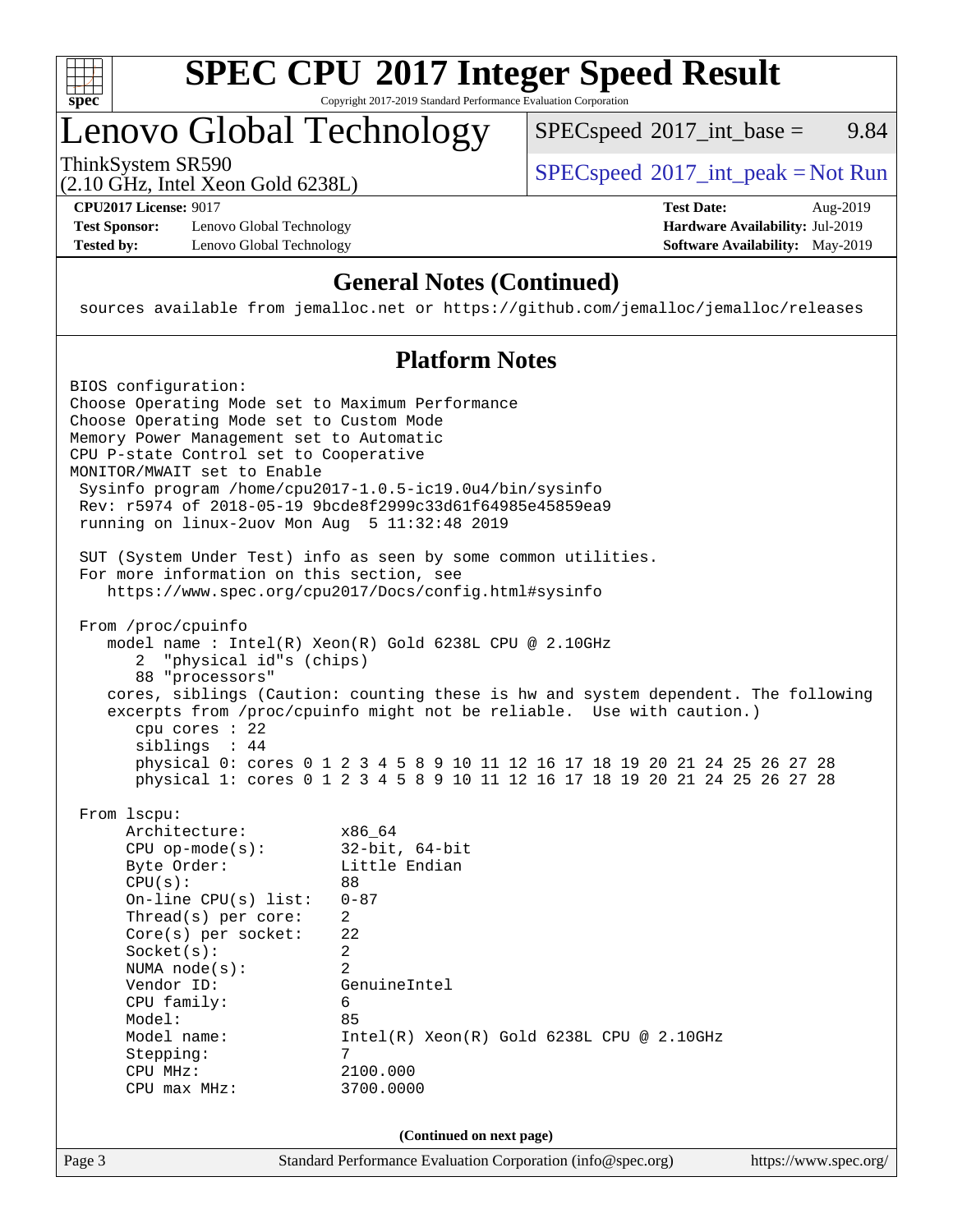# SPEC CPU 2017 Integer Speed Result

Copyright 2017-2019 Standard Performance Evaluation Corporation

## Lenovo Global Technology

ThinkSystem SR590
(2.10 GHz, Intel Xeon Gold 6238L)

SPECspeed 2017_int_base = 9.84

SPECspeed 2017_int_peak = Not Run

**CPU2017 License:** 9017
**Test Sponsor:** Lenovo Global Technology
**Tested by:** Lenovo Global Technology

**Test Date:** Aug-2019
**Hardware Availability:** Jul-2019
**Software Availability:** May-2019

## General Notes (Continued)

```
sources available from jemalloc.net or https://github.com/jemalloc/jemalloc/releases
```

## Platform Notes

```
BIOS configuration:
Choose Operating Mode set to Maximum Performance
Choose Operating Mode set to Custom Mode
Memory Power Management set to Automatic
CPU P-state Control set to Cooperative
MONITOR/MWAIT set to Enable
 Sysinfo program /home/cpu2017-1.0.5-ic19.0u4/bin/sysinfo
 Rev: r5974 of 2018-05-19 9bcde8f2999c33d61f64985e45859ea9
 running on linux-2uov Mon Aug  5 11:32:48 2019

 SUT (System Under Test) info as seen by some common utilities.
 For more information on this section, see
    https://www.spec.org/cpu2017/Docs/config.html#sysinfo

 From /proc/cpuinfo
    model name : Intel(R) Xeon(R) Gold 6238L CPU @ 2.10GHz
       2  "physical id"s (chips)
       88 "processors"
    cores, siblings (Caution: counting these is hw and system dependent. The following
    excerpts from /proc/cpuinfo might not be reliable.  Use with caution.)
       cpu cores : 22
       siblings  : 44
       physical 0: cores 0 1 2 3 4 5 8 9 10 11 12 16 17 18 19 20 21 24 25 26 27 28
       physical 1: cores 0 1 2 3 4 5 8 9 10 11 12 16 17 18 19 20 21 24 25 26 27 28

 From lscpu:
      Architecture:          x86_64
      CPU op-mode(s):        32-bit, 64-bit
      Byte Order:            Little Endian
      CPU(s):                88
      On-line CPU(s) list:   0-87
      Thread(s) per core:    2
      Core(s) per socket:    22
      Socket(s):             2
      NUMA node(s):          2
      Vendor ID:             GenuineIntel
      CPU family:            6
      Model:                 85
      Model name:            Intel(R) Xeon(R) Gold 6238L CPU @ 2.10GHz
      Stepping:              7
      CPU MHz:               2100.000
      CPU max MHz:           3700.0000
```

(Continued on next page)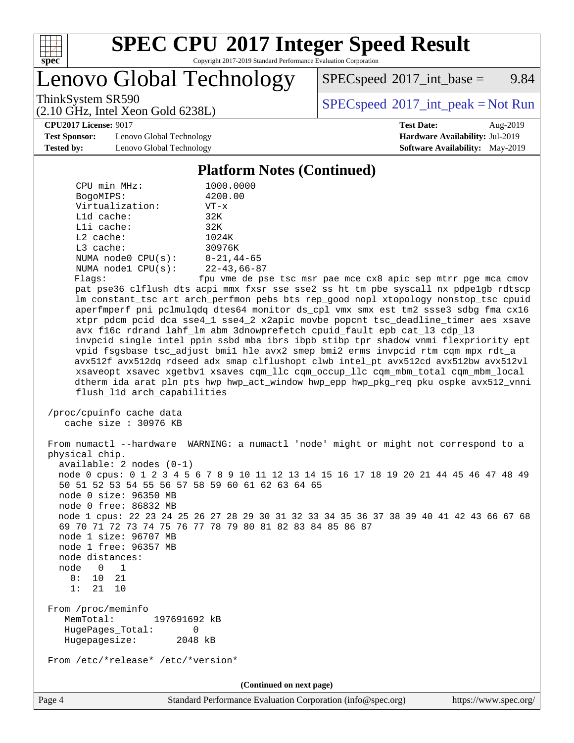## Platform Notes (Continued)

```
     CPU min MHz:           1000.0000
     BogoMIPS:              4200.00
     Virtualization:        VT-x
     L1d cache:             32K
     L1i cache:             32K
     L2 cache:              1024K
     L3 cache:              30976K
     NUMA node0 CPU(s):     0-21,44-65
     NUMA node1 CPU(s):     22-43,66-87
     Flags:                 fpu vme de pse tsc msr pae mce cx8 apic sep mtrr pge mca cmov
     pat pse36 clflush dts acpi mmx fxsr sse sse2 ss ht tm pbe syscall nx pdpe1gb rdtscp
     lm constant_tsc art arch_perfmon pebs bts rep_good nopl xtopology nonstop_tsc cpuid
     aperfmperf pni pclmulqdq dtes64 monitor ds_cpl vmx smx est tm2 ssse3 sdbg fma cx16
     xtpr pdcm pcid dca sse4_1 sse4_2 x2apic movbe popcnt tsc_deadline_timer aes xsave
     avx f16c rdrand lahf_lm abm 3dnowprefetch cpuid_fault epb cat_l3 cdp_l3
     invpcid_single intel_ppin ssbd mba ibrs ibpb stibp tpr_shadow vnmi flexpriority ept
     vpid fsgsbase tsc_adjust bmi1 hle avx2 smep bmi2 erms invpcid rtm cqm mpx rdt_a
     avx512f avx512dq rdseed adx smap clflushopt clwb intel_pt avx512cd avx512bw avx512vl
     xsaveopt xsavec xgetbv1 xsaves cqm_llc cqm_occup_llc cqm_mbm_total cqm_mbm_local
     dtherm ida arat pln pts hwp hwp_act_window hwp_epp hwp_pkg_req pku ospke avx512_vnni
     flush_l1d arch_capabilities

 /proc/cpuinfo cache data
    cache size : 30976 KB

 From numactl --hardware  WARNING: a numactl 'node' might or might not correspond to a
 physical chip.
   available: 2 nodes (0-1)
   node 0 cpus: 0 1 2 3 4 5 6 7 8 9 10 11 12 13 14 15 16 17 18 19 20 21 44 45 46 47 48 49
   50 51 52 53 54 55 56 57 58 59 60 61 62 63 64 65
   node 0 size: 96350 MB
   node 0 free: 86832 MB
   node 1 cpus: 22 23 24 25 26 27 28 29 30 31 32 33 34 35 36 37 38 39 40 41 42 43 66 67 68
   69 70 71 72 73 74 75 76 77 78 79 80 81 82 83 84 85 86 87
   node 1 size: 96707 MB
   node 1 free: 96357 MB
   node distances:
   node   0   1
     0:  10  21
     1:  21  10

 From /proc/meminfo
    MemTotal:       197691692 kB
    HugePages_Total:       0
    Hugepagesize:       2048 kB

 From /etc/*release* /etc/*version*
```

(Continued on next page)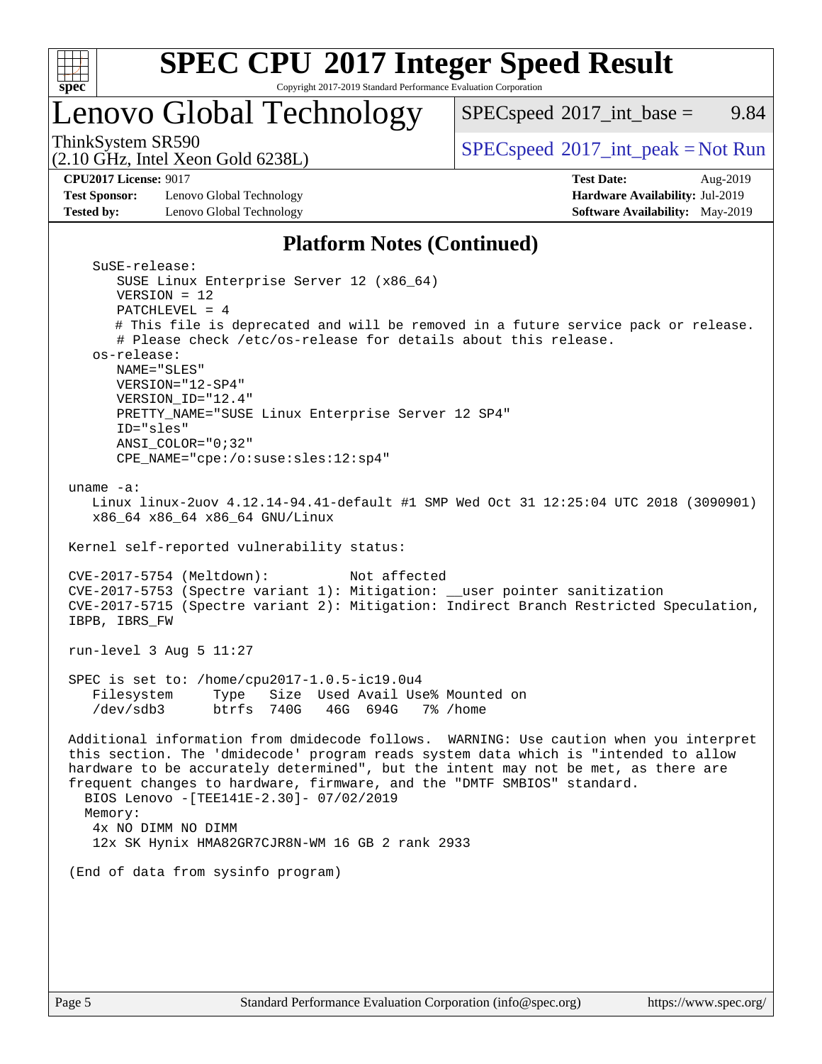## Platform Notes (Continued)

```
  SuSE-release:
     SUSE Linux Enterprise Server 12 (x86_64)
     VERSION = 12
     PATCHLEVEL = 4
     # This file is deprecated and will be removed in a future service pack or release.
     # Please check /etc/os-release for details about this release.
  os-release:
     NAME="SLES"
     VERSION="12-SP4"
     VERSION_ID="12.4"
     PRETTY_NAME="SUSE Linux Enterprise Server 12 SP4"
     ID="sles"
     ANSI_COLOR="0;32"
     CPE_NAME="cpe:/o:suse:sles:12:sp4"

uname -a:
  Linux linux-2uov 4.12.14-94.41-default #1 SMP Wed Oct 31 12:25:04 UTC 2018 (3090901)
  x86_64 x86_64 x86_64 GNU/Linux

Kernel self-reported vulnerability status:

CVE-2017-5754 (Meltdown):          Not affected
CVE-2017-5753 (Spectre variant 1): Mitigation: __user pointer sanitization
CVE-2017-5715 (Spectre variant 2): Mitigation: Indirect Branch Restricted Speculation,
IBPB, IBRS_FW

run-level 3 Aug 5 11:27

SPEC is set to: /home/cpu2017-1.0.5-ic19.0u4
  Filesystem     Type   Size  Used Avail Use% Mounted on
  /dev/sdb3      btrfs  740G   46G  694G   7% /home

Additional information from dmidecode follows.  WARNING: Use caution when you interpret
this section. The 'dmidecode' program reads system data which is "intended to allow
hardware to be accurately determined", but the intent may not be met, as there are
frequent changes to hardware, firmware, and the "DMTF SMBIOS" standard.
  BIOS Lenovo -[TEE141E-2.30]- 07/02/2019
  Memory:
   4x NO DIMM NO DIMM
   12x SK Hynix HMA82GR7CJR8N-WM 16 GB 2 rank 2933

(End of data from sysinfo program)
```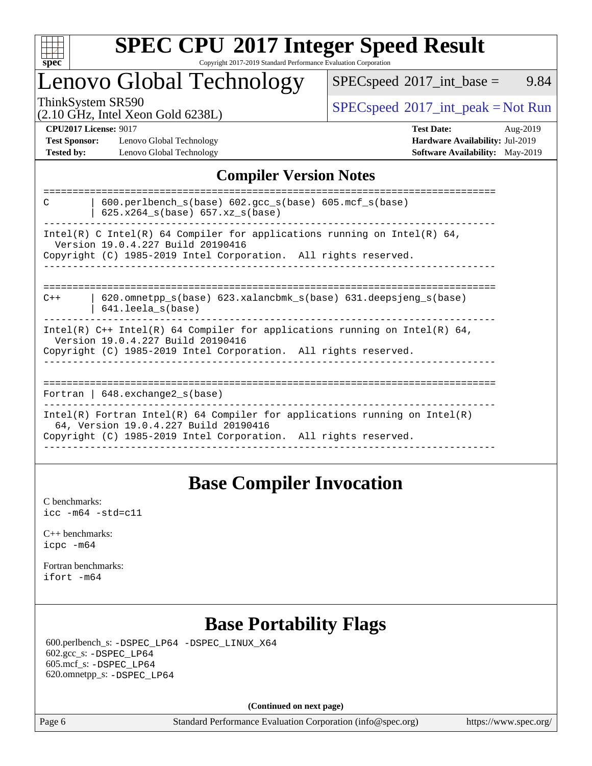# SPEC CPU 2017 Integer Speed Result

Copyright 2017-2019 Standard Performance Evaluation Corporation

## Lenovo Global Technology

ThinkSystem SR590
(2.10 GHz, Intel Xeon Gold 6238L)

SPECspeed 2017_int_base = 9.84

SPECspeed 2017_int_peak = Not Run

**CPU2017 License:** 9017
**Test Sponsor:** Lenovo Global Technology
**Tested by:** Lenovo Global Technology

**Test Date:** Aug-2019
**Hardware Availability:** Jul-2019
**Software Availability:** May-2019

## Compiler Version Notes

```
==============================================================================
C       | 600.perlbench_s(base) 602.gcc_s(base) 605.mcf_s(base)
        | 625.x264_s(base) 657.xz_s(base)
------------------------------------------------------------------------------
Intel(R) C Intel(R) 64 Compiler for applications running on Intel(R) 64,
  Version 19.0.4.227 Build 20190416
Copyright (C) 1985-2019 Intel Corporation.  All rights reserved.
------------------------------------------------------------------------------

==============================================================================
C++     | 620.omnetpp_s(base) 623.xalancbmk_s(base) 631.deepsjeng_s(base)
        | 641.leela_s(base)
------------------------------------------------------------------------------
Intel(R) C++ Intel(R) 64 Compiler for applications running on Intel(R) 64,
  Version 19.0.4.227 Build 20190416
Copyright (C) 1985-2019 Intel Corporation.  All rights reserved.
------------------------------------------------------------------------------

==============================================================================
Fortran | 648.exchange2_s(base)
------------------------------------------------------------------------------
Intel(R) Fortran Intel(R) 64 Compiler for applications running on Intel(R)
  64, Version 19.0.4.227 Build 20190416
Copyright (C) 1985-2019 Intel Corporation.  All rights reserved.
------------------------------------------------------------------------------
```

## Base Compiler Invocation

C benchmarks:
icc -m64 -std=c11

C++ benchmarks:
icpc -m64

Fortran benchmarks:
ifort -m64

## Base Portability Flags

600.perlbench_s: -DSPEC_LP64 -DSPEC_LINUX_X64
602.gcc_s: -DSPEC_LP64
605.mcf_s: -DSPEC_LP64
620.omnetpp_s: -DSPEC_LP64

**(Continued on next page)**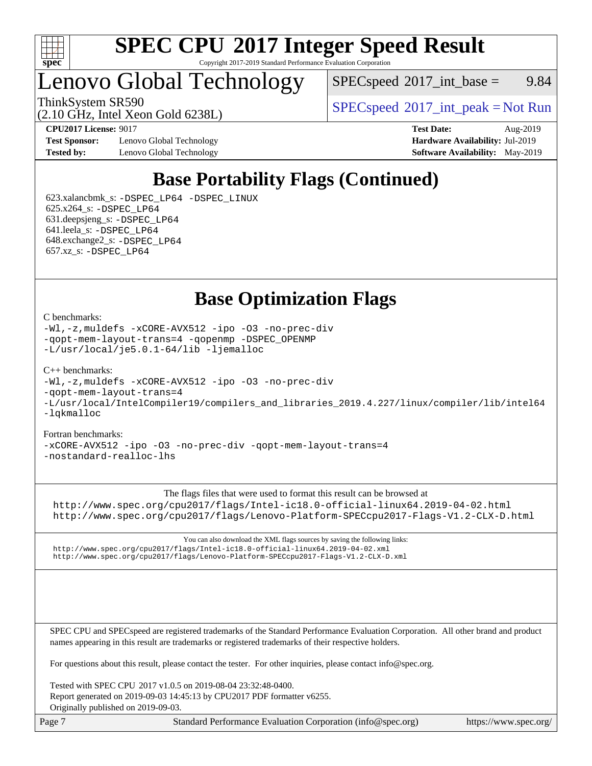# Base Portability Flags (Continued)

623.xalancbmk_s: -DSPEC_LP64 -DSPEC_LINUX
625.x264_s: -DSPEC_LP64
631.deepsjeng_s: -DSPEC_LP64
641.leela_s: -DSPEC_LP64
648.exchange2_s: -DSPEC_LP64
657.xz_s: -DSPEC_LP64

# Base Optimization Flags

C benchmarks:

```
-Wl,-z,muldefs -xCORE-AVX512 -ipo -O3 -no-prec-div
-qopt-mem-layout-trans=4 -qopenmp -DSPEC_OPENMP
-L/usr/local/je5.0.1-64/lib -ljemalloc
```

C++ benchmarks:

```
-Wl,-z,muldefs -xCORE-AVX512 -ipo -O3 -no-prec-div
-qopt-mem-layout-trans=4
-L/usr/local/IntelCompiler19/compilers_and_libraries_2019.4.227/linux/compiler/lib/intel64
-lqkmalloc
```

Fortran benchmarks:

```
-xCORE-AVX512 -ipo -O3 -no-prec-div -qopt-mem-layout-trans=4
-nostandard-realloc-lhs
```

The flags files that were used to format this result can be browsed at
http://www.spec.org/cpu2017/flags/Intel-ic18.0-official-linux64.2019-04-02.html
http://www.spec.org/cpu2017/flags/Lenovo-Platform-SPECcpu2017-Flags-V1.2-CLX-D.html

You can also download the XML flags sources by saving the following links:
http://www.spec.org/cpu2017/flags/Intel-ic18.0-official-linux64.2019-04-02.xml
http://www.spec.org/cpu2017/flags/Lenovo-Platform-SPECcpu2017-Flags-V1.2-CLX-D.xml

SPEC CPU and SPECspeed are registered trademarks of the Standard Performance Evaluation Corporation. All other brand and product names appearing in this result are trademarks or registered trademarks of their respective holders.

For questions about this result, please contact the tester. For other inquiries, please contact info@spec.org.

Tested with SPEC CPU 2017 v1.0.5 on 2019-08-04 23:32:48-0400.
Report generated on 2019-09-03 14:45:13 by CPU2017 PDF formatter v6255.
Originally published on 2019-09-03.